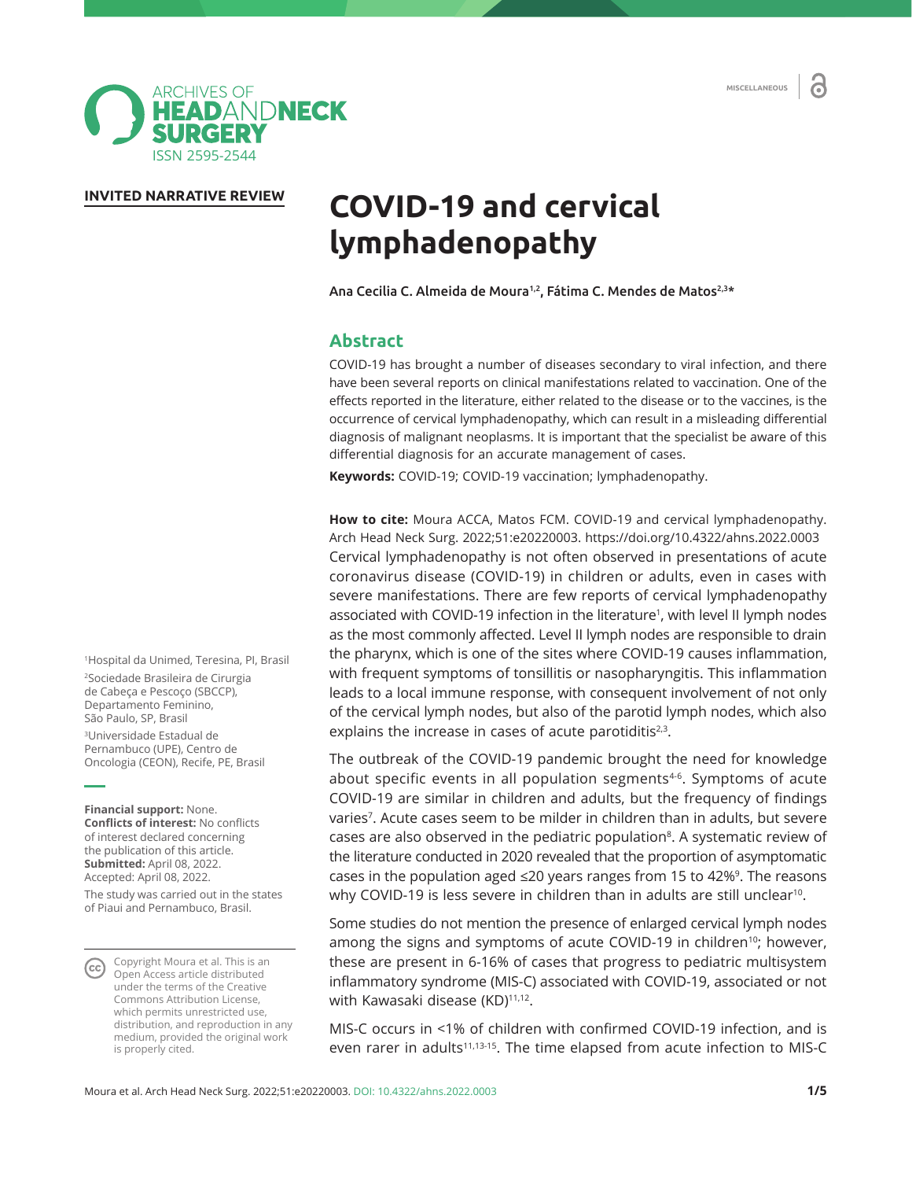INVITED NARRATIVE REVIEW

# COVID-19 and cervical lymphadenopathy

Ana Cecilia C. Almeida de Moura[1,2], Fátima C. Mendes de Matos[2,3]*

## Abstract

COVID-19 has brought a number of diseases secondary to viral infection, and there have been several reports on clinical manifestations related to vaccination. One of the effects reported in the literature, either related to the disease or to the vaccines, is the occurrence of cervical lymphadenopathy, which can result in a misleading differential diagnosis of malignant neoplasms. It is important that the specialist be aware of this differential diagnosis for an accurate management of cases.

**Keywords:** COVID-19; COVID-19 vaccination; lymphadenopathy.

**How to cite:** Moura ACCA, Matos FCM. COVID-19 and cervical lymphadenopathy. Arch Head Neck Surg. 2022;51:e20220003. https://doi.org/10.4322/ahns.2022.0003

[1]Hospital da Unimed, Teresina, PI, Brasil

[2]Sociedade Brasileira de Cirurgia de Cabeça e Pescoço (SBCCP), Departamento Feminino, São Paulo, SP, Brasil

[3]Universidade Estadual de Pernambuco (UPE), Centro de Oncologia (CEON), Recife, PE, Brasil

**Financial support:** None.
**Conflicts of interest:** No conflicts of interest declared concerning the publication of this article.
**Submitted:** April 08, 2022.
Accepted: April 08, 2022.

The study was carried out in the states of Piaui and Pernambuco, Brasil.

Copyright Moura et al. This is an Open Access article distributed under the terms of the Creative Commons Attribution License, which permits unrestricted use, distribution, and reproduction in any medium, provided the original work is properly cited.

Cervical lymphadenopathy is not often observed in presentations of acute coronavirus disease (COVID-19) in children or adults, even in cases with severe manifestations. There are few reports of cervical lymphadenopathy associated with COVID-19 infection in the literature[1], with level II lymph nodes as the most commonly affected. Level II lymph nodes are responsible to drain the pharynx, which is one of the sites where COVID-19 causes inflammation, with frequent symptoms of tonsillitis or nasopharyngitis. This inflammation leads to a local immune response, with consequent involvement of not only of the cervical lymph nodes, but also of the parotid lymph nodes, which also explains the increase in cases of acute parotiditis[2,3].

The outbreak of the COVID-19 pandemic brought the need for knowledge about specific events in all population segments[4-6]. Symptoms of acute COVID-19 are similar in children and adults, but the frequency of findings varies[7]. Acute cases seem to be milder in children than in adults, but severe cases are also observed in the pediatric population[8]. A systematic review of the literature conducted in 2020 revealed that the proportion of asymptomatic cases in the population aged ≤20 years ranges from 15 to 42%[9]. The reasons why COVID-19 is less severe in children than in adults are still unclear[10].

Some studies do not mention the presence of enlarged cervical lymph nodes among the signs and symptoms of acute COVID-19 in children[10]; however, these are present in 6-16% of cases that progress to pediatric multisystem inflammatory syndrome (MIS-C) associated with COVID-19, associated or not with Kawasaki disease (KD)[11,12].

MIS-C occurs in <1% of children with confirmed COVID-19 infection, and is even rarer in adults[11,13-15]. The time elapsed from acute infection to MIS-C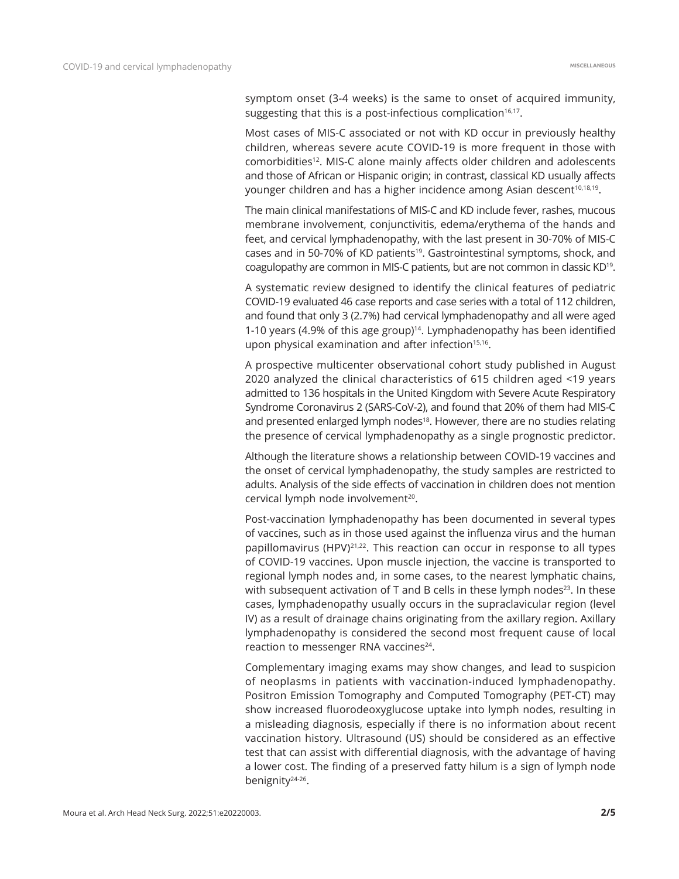symptom onset (3-4 weeks) is the same to onset of acquired immunity, suggesting that this is a post-infectious complication[16,17].

Most cases of MIS-C associated or not with KD occur in previously healthy children, whereas severe acute COVID-19 is more frequent in those with comorbidities[12]. MIS-C alone mainly affects older children and adolescents and those of African or Hispanic origin; in contrast, classical KD usually affects younger children and has a higher incidence among Asian descent[10,18,19].

The main clinical manifestations of MIS-C and KD include fever, rashes, mucous membrane involvement, conjunctivitis, edema/erythema of the hands and feet, and cervical lymphadenopathy, with the last present in 30-70% of MIS-C cases and in 50-70% of KD patients[19]. Gastrointestinal symptoms, shock, and coagulopathy are common in MIS-C patients, but are not common in classic KD[19].

A systematic review designed to identify the clinical features of pediatric COVID-19 evaluated 46 case reports and case series with a total of 112 children, and found that only 3 (2.7%) had cervical lymphadenopathy and all were aged 1-10 years (4.9% of this age group)[14]. Lymphadenopathy has been identified upon physical examination and after infection[15,16].

A prospective multicenter observational cohort study published in August 2020 analyzed the clinical characteristics of 615 children aged <19 years admitted to 136 hospitals in the United Kingdom with Severe Acute Respiratory Syndrome Coronavirus 2 (SARS-CoV-2), and found that 20% of them had MIS-C and presented enlarged lymph nodes[18]. However, there are no studies relating the presence of cervical lymphadenopathy as a single prognostic predictor.

Although the literature shows a relationship between COVID-19 vaccines and the onset of cervical lymphadenopathy, the study samples are restricted to adults. Analysis of the side effects of vaccination in children does not mention cervical lymph node involvement[20].

Post-vaccination lymphadenopathy has been documented in several types of vaccines, such as in those used against the influenza virus and the human papillomavirus (HPV)[21,22]. This reaction can occur in response to all types of COVID-19 vaccines. Upon muscle injection, the vaccine is transported to regional lymph nodes and, in some cases, to the nearest lymphatic chains, with subsequent activation of T and B cells in these lymph nodes[23]. In these cases, lymphadenopathy usually occurs in the supraclavicular region (level IV) as a result of drainage chains originating from the axillary region. Axillary lymphadenopathy is considered the second most frequent cause of local reaction to messenger RNA vaccines[24].

Complementary imaging exams may show changes, and lead to suspicion of neoplasms in patients with vaccination-induced lymphadenopathy. Positron Emission Tomography and Computed Tomography (PET-CT) may show increased fluorodeoxyglucose uptake into lymph nodes, resulting in a misleading diagnosis, especially if there is no information about recent vaccination history. Ultrasound (US) should be considered as an effective test that can assist with differential diagnosis, with the advantage of having a lower cost. The finding of a preserved fatty hilum is a sign of lymph node benignity[24-26].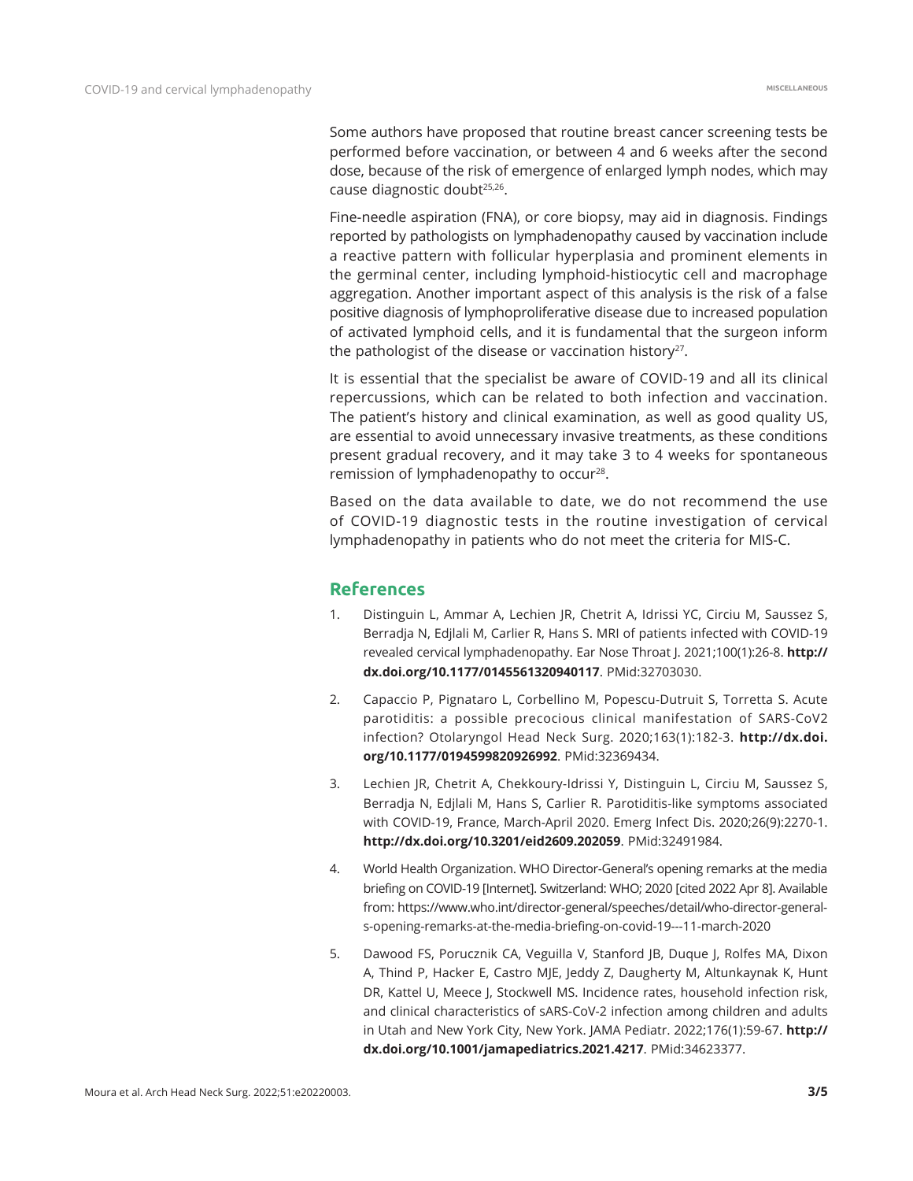Some authors have proposed that routine breast cancer screening tests be performed before vaccination, or between 4 and 6 weeks after the second dose, because of the risk of emergence of enlarged lymph nodes, which may cause diagnostic doubt[25,26].

Fine-needle aspiration (FNA), or core biopsy, may aid in diagnosis. Findings reported by pathologists on lymphadenopathy caused by vaccination include a reactive pattern with follicular hyperplasia and prominent elements in the germinal center, including lymphoid-histiocytic cell and macrophage aggregation. Another important aspect of this analysis is the risk of a false positive diagnosis of lymphoproliferative disease due to increased population of activated lymphoid cells, and it is fundamental that the surgeon inform the pathologist of the disease or vaccination history[27].

It is essential that the specialist be aware of COVID-19 and all its clinical repercussions, which can be related to both infection and vaccination. The patient's history and clinical examination, as well as good quality US, are essential to avoid unnecessary invasive treatments, as these conditions present gradual recovery, and it may take 3 to 4 weeks for spontaneous remission of lymphadenopathy to occur[28].

Based on the data available to date, we do not recommend the use of COVID-19 diagnostic tests in the routine investigation of cervical lymphadenopathy in patients who do not meet the criteria for MIS-C.

## References

1. Distinguin L, Ammar A, Lechien JR, Chetrit A, Idrissi YC, Circiu M, Saussez S, Berradja N, Edjlali M, Carlier R, Hans S. MRI of patients infected with COVID-19 revealed cervical lymphadenopathy. Ear Nose Throat J. 2021;100(1):26-8. **http://dx.doi.org/10.1177/0145561320940117**. PMid:32703030.

2. Capaccio P, Pignataro L, Corbellino M, Popescu-Dutruit S, Torretta S. Acute parotiditis: a possible precocious clinical manifestation of SARS-CoV2 infection? Otolaryngol Head Neck Surg. 2020;163(1):182-3. **http://dx.doi.org/10.1177/0194599820926992**. PMid:32369434.

3. Lechien JR, Chetrit A, Chekkoury-Idrissi Y, Distinguin L, Circiu M, Saussez S, Berradja N, Edjlali M, Hans S, Carlier R. Parotiditis-like symptoms associated with COVID-19, France, March-April 2020. Emerg Infect Dis. 2020;26(9):2270-1. **http://dx.doi.org/10.3201/eid2609.202059**. PMid:32491984.

4. World Health Organization. WHO Director-General's opening remarks at the media briefing on COVID-19 [Internet]. Switzerland: WHO; 2020 [cited 2022 Apr 8]. Available from: https://www.who.int/director-general/speeches/detail/who-director-general-s-opening-remarks-at-the-media-briefing-on-covid-19---11-march-2020

5. Dawood FS, Porucznik CA, Veguilla V, Stanford JB, Duque J, Rolfes MA, Dixon A, Thind P, Hacker E, Castro MJE, Jeddy Z, Daugherty M, Altunkaynak K, Hunt DR, Kattel U, Meece J, Stockwell MS. Incidence rates, household infection risk, and clinical characteristics of sARS-CoV-2 infection among children and adults in Utah and New York City, New York. JAMA Pediatr. 2022;176(1):59-67. **http://dx.doi.org/10.1001/jamapediatrics.2021.4217**. PMid:34623377.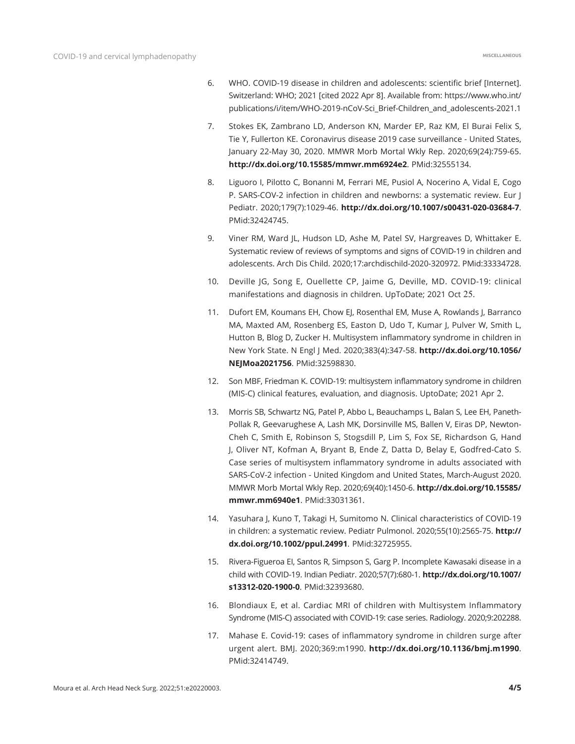6. WHO. COVID-19 disease in children and adolescents: scientific brief [Internet]. Switzerland: WHO; 2021 [cited 2022 Apr 8]. Available from: https://www.who.int/publications/i/item/WHO-2019-nCoV-Sci_Brief-Children_and_adolescents-2021.1

7. Stokes EK, Zambrano LD, Anderson KN, Marder EP, Raz KM, El Burai Felix S, Tie Y, Fullerton KE. Coronavirus disease 2019 case surveillance - United States, January 22-May 30, 2020. MMWR Morb Mortal Wkly Rep. 2020;69(24):759-65. **http://dx.doi.org/10.15585/mmwr.mm6924e2**. PMid:32555134.

8. Liguoro I, Pilotto C, Bonanni M, Ferrari ME, Pusiol A, Nocerino A, Vidal E, Cogo P. SARS-COV-2 infection in children and newborns: a systematic review. Eur J Pediatr. 2020;179(7):1029-46. **http://dx.doi.org/10.1007/s00431-020-03684-7**. PMid:32424745.

9. Viner RM, Ward JL, Hudson LD, Ashe M, Patel SV, Hargreaves D, Whittaker E. Systematic review of reviews of symptoms and signs of COVID-19 in children and adolescents. Arch Dis Child. 2020;17:archdischild-2020-320972. PMid:33334728.

10. Deville JG, Song E, Ouellette CP, Jaime G, Deville, MD. COVID-19: clinical manifestations and diagnosis in children. UpToDate; 2021 Oct 25.

11. Dufort EM, Koumans EH, Chow EJ, Rosenthal EM, Muse A, Rowlands J, Barranco MA, Maxted AM, Rosenberg ES, Easton D, Udo T, Kumar J, Pulver W, Smith L, Hutton B, Blog D, Zucker H. Multisystem inflammatory syndrome in children in New York State. N Engl J Med. 2020;383(4):347-58. **http://dx.doi.org/10.1056/NEJMoa2021756**. PMid:32598830.

12. Son MBF, Friedman K. COVID-19: multisystem inflammatory syndrome in children (MIS-C) clinical features, evaluation, and diagnosis. UptoDate; 2021 Apr 2.

13. Morris SB, Schwartz NG, Patel P, Abbo L, Beauchamps L, Balan S, Lee EH, Paneth-Pollak R, Geevarughese A, Lash MK, Dorsinville MS, Ballen V, Eiras DP, Newton-Cheh C, Smith E, Robinson S, Stogsdill P, Lim S, Fox SE, Richardson G, Hand J, Oliver NT, Kofman A, Bryant B, Ende Z, Datta D, Belay E, Godfred-Cato S. Case series of multisystem inflammatory syndrome in adults associated with SARS-CoV-2 infection - United Kingdom and United States, March-August 2020. MMWR Morb Mortal Wkly Rep. 2020;69(40):1450-6. **http://dx.doi.org/10.15585/mmwr.mm6940e1**. PMid:33031361.

14. Yasuhara J, Kuno T, Takagi H, Sumitomo N. Clinical characteristics of COVID-19 in children: a systematic review. Pediatr Pulmonol. 2020;55(10):2565-75. **http://dx.doi.org/10.1002/ppul.24991**. PMid:32725955.

15. Rivera-Figueroa EI, Santos R, Simpson S, Garg P. Incomplete Kawasaki disease in a child with COVID-19. Indian Pediatr. 2020;57(7):680-1. **http://dx.doi.org/10.1007/s13312-020-1900-0**. PMid:32393680.

16. Blondiaux E, et al. Cardiac MRI of children with Multisystem Inflammatory Syndrome (MIS-C) associated with COVID-19: case series. Radiology. 2020;9:202288.

17. Mahase E. Covid-19: cases of inflammatory syndrome in children surge after urgent alert. BMJ. 2020;369:m1990. **http://dx.doi.org/10.1136/bmj.m1990**. PMid:32414749.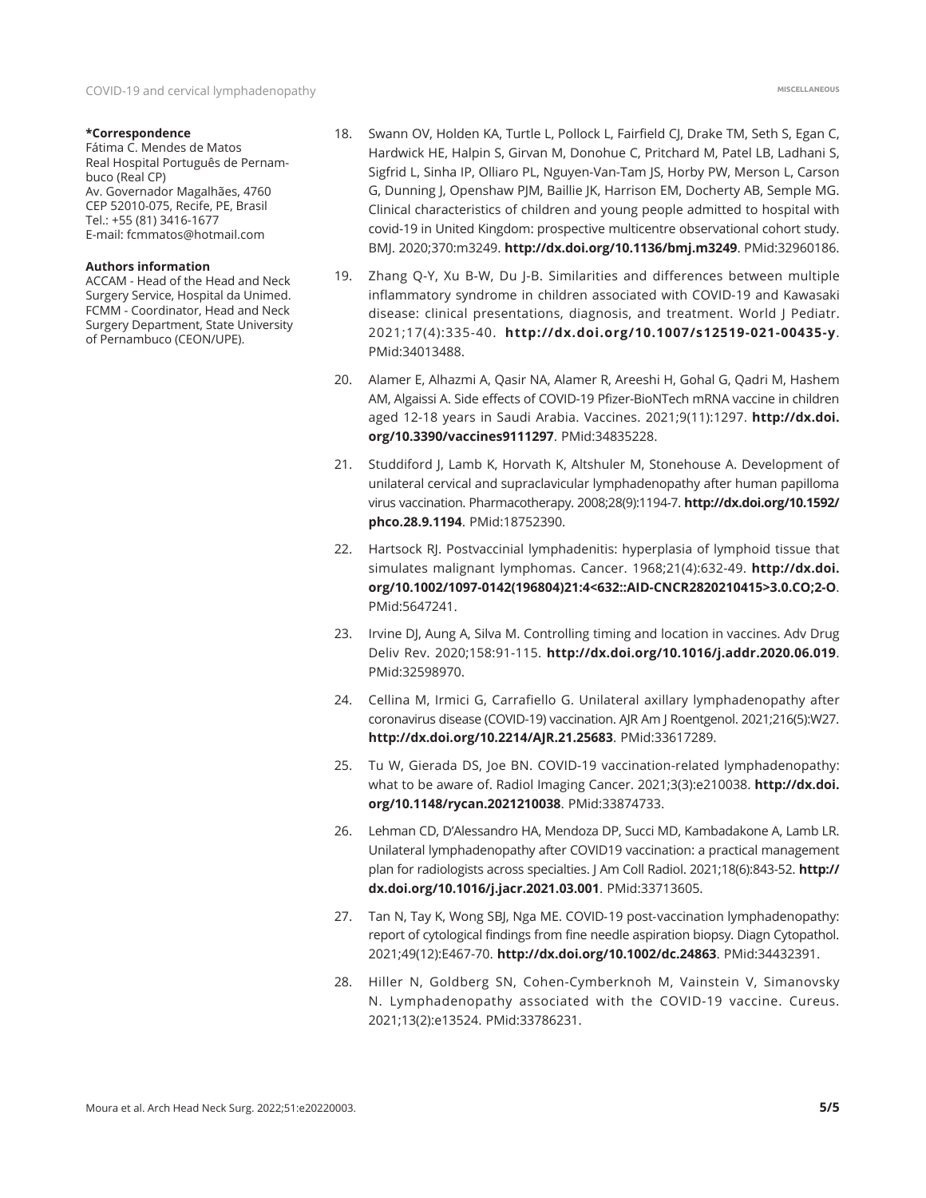**\*Correspondence**
Fátima C. Mendes de Matos
Real Hospital Português de Pernambuco (Real CP)
Av. Governador Magalhães, 4760
CEP 52010-075, Recife, PE, Brasil
Tel.: +55 (81) 3416-1677
E-mail: fcmmatos@hotmail.com

**Authors information**
ACCAM - Head of the Head and Neck Surgery Service, Hospital da Unimed.
FCMM - Coordinator, Head and Neck Surgery Department, State University of Pernambuco (CEON/UPE).

18. Swann OV, Holden KA, Turtle L, Pollock L, Fairfield CJ, Drake TM, Seth S, Egan C, Hardwick HE, Halpin S, Girvan M, Donohue C, Pritchard M, Patel LB, Ladhani S, Sigfrid L, Sinha IP, Olliaro PL, Nguyen-Van-Tam JS, Horby PW, Merson L, Carson G, Dunning J, Openshaw PJM, Baillie JK, Harrison EM, Docherty AB, Semple MG. Clinical characteristics of children and young people admitted to hospital with covid-19 in United Kingdom: prospective multicentre observational cohort study. BMJ. 2020;370:m3249. **http://dx.doi.org/10.1136/bmj.m3249**. PMid:32960186.

19. Zhang Q-Y, Xu B-W, Du J-B. Similarities and differences between multiple inflammatory syndrome in children associated with COVID-19 and Kawasaki disease: clinical presentations, diagnosis, and treatment. World J Pediatr. 2021;17(4):335-40. **http://dx.doi.org/10.1007/s12519-021-00435-y**. PMid:34013488.

20. Alamer E, Alhazmi A, Qasir NA, Alamer R, Areeshi H, Gohal G, Qadri M, Hashem AM, Algaissi A. Side effects of COVID-19 Pfizer-BioNTech mRNA vaccine in children aged 12-18 years in Saudi Arabia. Vaccines. 2021;9(11):1297. **http://dx.doi.org/10.3390/vaccines9111297**. PMid:34835228.

21. Studdiford J, Lamb K, Horvath K, Altshuler M, Stonehouse A. Development of unilateral cervical and supraclavicular lymphadenopathy after human papilloma virus vaccination. Pharmacotherapy. 2008;28(9):1194-7. **http://dx.doi.org/10.1592/phco.28.9.1194**. PMid:18752390.

22. Hartsock RJ. Postvaccinial lymphadenitis: hyperplasia of lymphoid tissue that simulates malignant lymphomas. Cancer. 1968;21(4):632-49. **http://dx.doi.org/10.1002/1097-0142(196804)21:4<632::AID-CNCR2820210415>3.0.CO;2-O**. PMid:5647241.

23. Irvine DJ, Aung A, Silva M. Controlling timing and location in vaccines. Adv Drug Deliv Rev. 2020;158:91-115. **http://dx.doi.org/10.1016/j.addr.2020.06.019**. PMid:32598970.

24. Cellina M, Irmici G, Carrafiello G. Unilateral axillary lymphadenopathy after coronavirus disease (COVID-19) vaccination. AJR Am J Roentgenol. 2021;216(5):W27. **http://dx.doi.org/10.2214/AJR.21.25683**. PMid:33617289.

25. Tu W, Gierada DS, Joe BN. COVID-19 vaccination-related lymphadenopathy: what to be aware of. Radiol Imaging Cancer. 2021;3(3):e210038. **http://dx.doi.org/10.1148/rycan.2021210038**. PMid:33874733.

26. Lehman CD, D'Alessandro HA, Mendoza DP, Succi MD, Kambadakone A, Lamb LR. Unilateral lymphadenopathy after COVID19 vaccination: a practical management plan for radiologists across specialties. J Am Coll Radiol. 2021;18(6):843-52. **http://dx.doi.org/10.1016/j.jacr.2021.03.001**. PMid:33713605.

27. Tan N, Tay K, Wong SBJ, Nga ME. COVID-19 post-vaccination lymphadenopathy: report of cytological findings from fine needle aspiration biopsy. Diagn Cytopathol. 2021;49(12):E467-70. **http://dx.doi.org/10.1002/dc.24863**. PMid:34432391.

28. Hiller N, Goldberg SN, Cohen-Cymberknoh M, Vainstein V, Simanovsky N. Lymphadenopathy associated with the COVID-19 vaccine. Cureus. 2021;13(2):e13524. PMid:33786231.